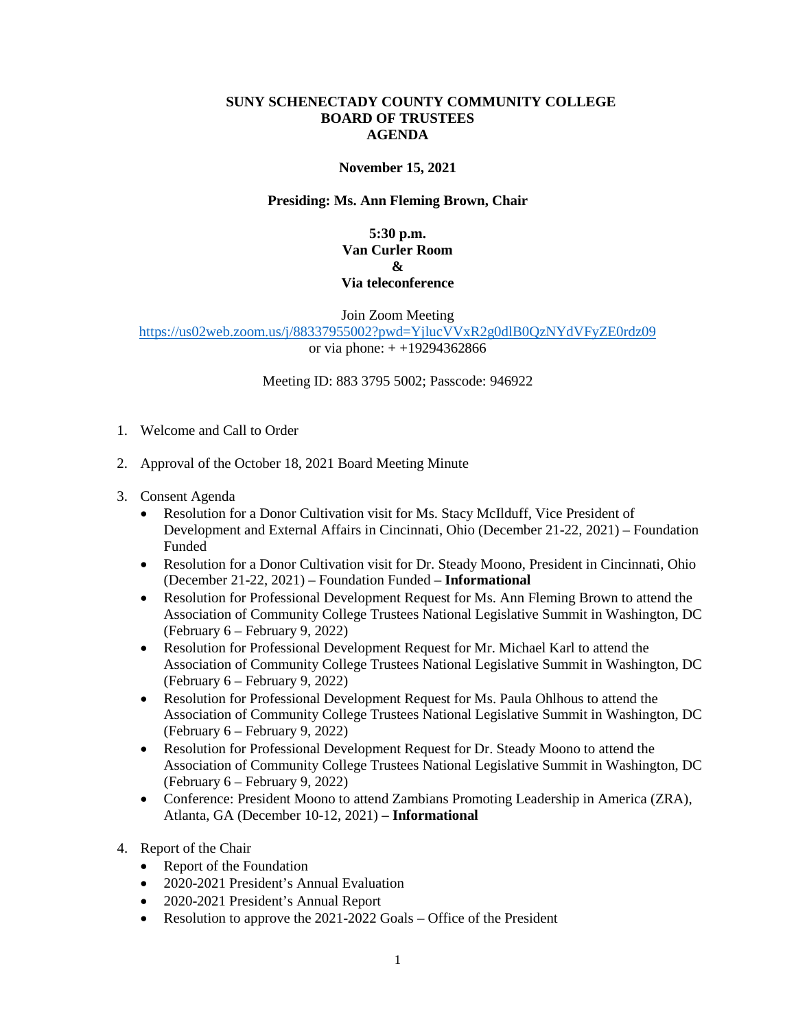# SUNY SCHENECTADY COUNTY COMMUNITY COLLEGE
## BOARD OF TRUSTEES
## AGENDA

**November 15, 2021**

**Presiding: Ms. Ann Fleming Brown, Chair**

**5:30 p.m.**
**Van Curler Room**
**&**
**Via teleconference**

Join Zoom Meeting
https://us02web.zoom.us/j/88337955002?pwd=YjlucVVxR2g0dlB0QzNYdVFyZE0rdz09
or via phone: + +19294362866

Meeting ID: 883 3795 5002; Passcode: 946922

1. Welcome and Call to Order

2. Approval of the October 18, 2021 Board Meeting Minute

3. Consent Agenda
   - Resolution for a Donor Cultivation visit for Ms. Stacy McIlduff, Vice President of Development and External Affairs in Cincinnati, Ohio (December 21-22, 2021) – Foundation Funded
   - Resolution for a Donor Cultivation visit for Dr. Steady Moono, President in Cincinnati, Ohio (December 21-22, 2021) – Foundation Funded – **Informational**
   - Resolution for Professional Development Request for Ms. Ann Fleming Brown to attend the Association of Community College Trustees National Legislative Summit in Washington, DC (February 6 – February 9, 2022)
   - Resolution for Professional Development Request for Mr. Michael Karl to attend the Association of Community College Trustees National Legislative Summit in Washington, DC (February 6 – February 9, 2022)
   - Resolution for Professional Development Request for Ms. Paula Ohlhous to attend the Association of Community College Trustees National Legislative Summit in Washington, DC (February 6 – February 9, 2022)
   - Resolution for Professional Development Request for Dr. Steady Moono to attend the Association of Community College Trustees National Legislative Summit in Washington, DC (February 6 – February 9, 2022)
   - Conference: President Moono to attend Zambians Promoting Leadership in America (ZRA), Atlanta, GA (December 10-12, 2021) **– Informational**

4. Report of the Chair
   - Report of the Foundation
   - 2020-2021 President's Annual Evaluation
   - 2020-2021 President's Annual Report
   - Resolution to approve the 2021-2022 Goals – Office of the President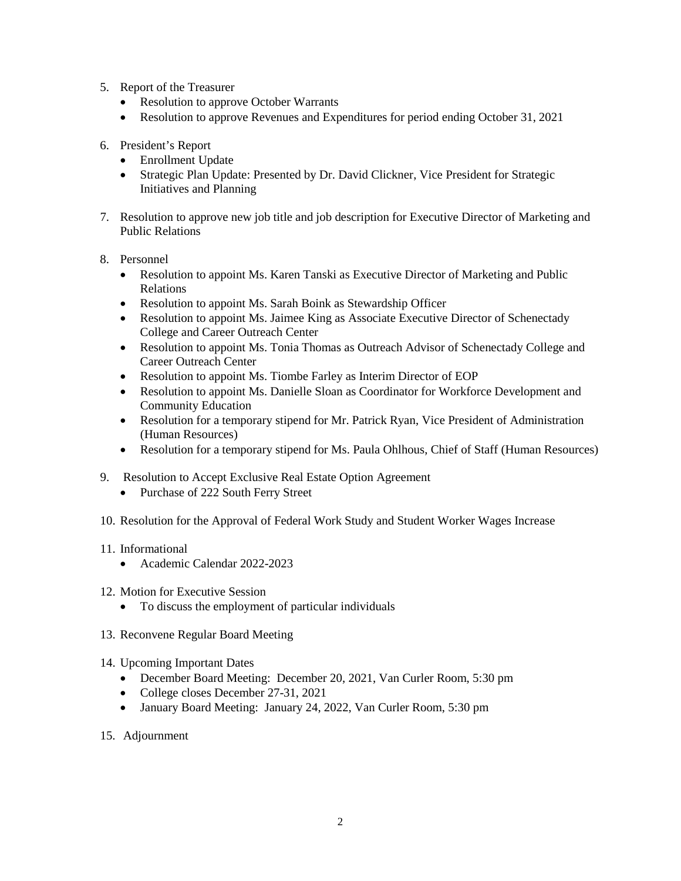5. Report of the Treasurer
   - Resolution to approve October Warrants
   - Resolution to approve Revenues and Expenditures for period ending October 31, 2021

6. President's Report
   - Enrollment Update
   - Strategic Plan Update: Presented by Dr. David Clickner, Vice President for Strategic Initiatives and Planning

7. Resolution to approve new job title and job description for Executive Director of Marketing and Public Relations

8. Personnel
   - Resolution to appoint Ms. Karen Tanski as Executive Director of Marketing and Public Relations
   - Resolution to appoint Ms. Sarah Boink as Stewardship Officer
   - Resolution to appoint Ms. Jaimee King as Associate Executive Director of Schenectady College and Career Outreach Center
   - Resolution to appoint Ms. Tonia Thomas as Outreach Advisor of Schenectady College and Career Outreach Center
   - Resolution to appoint Ms. Tiombe Farley as Interim Director of EOP
   - Resolution to appoint Ms. Danielle Sloan as Coordinator for Workforce Development and Community Education
   - Resolution for a temporary stipend for Mr. Patrick Ryan, Vice President of Administration (Human Resources)
   - Resolution for a temporary stipend for Ms. Paula Ohlhous, Chief of Staff (Human Resources)

9. Resolution to Accept Exclusive Real Estate Option Agreement
   - Purchase of 222 South Ferry Street

10. Resolution for the Approval of Federal Work Study and Student Worker Wages Increase

11. Informational
    - Academic Calendar 2022-2023

12. Motion for Executive Session
    - To discuss the employment of particular individuals

13. Reconvene Regular Board Meeting

14. Upcoming Important Dates
    - December Board Meeting: December 20, 2021, Van Curler Room, 5:30 pm
    - College closes December 27-31, 2021
    - January Board Meeting: January 24, 2022, Van Curler Room, 5:30 pm

15. Adjournment